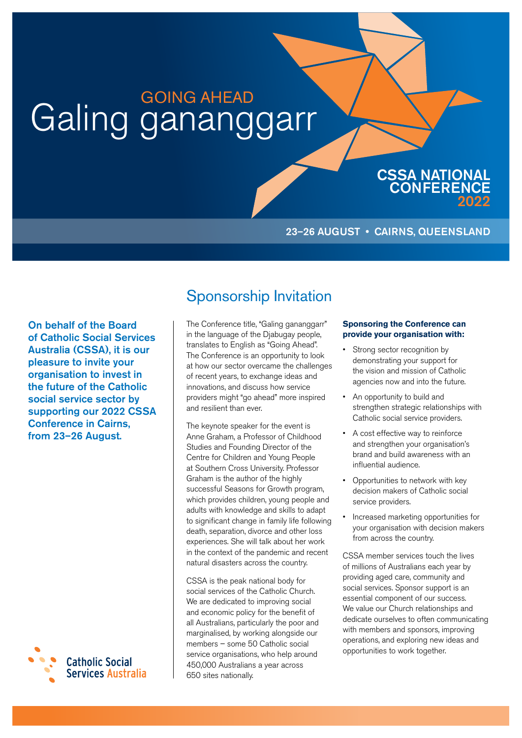GOING AHEAD

# Galing gananggarr

## CSSA NATIONAL CONFERENCE 2022

**23–26 AUGUST • CAIRNS, QUEENSLAND**

**On behalf of the Board of Catholic Social Services Australia (CSSA), it is our pleasure to invite your organisation to invest in the future of the Catholic social service sector by supporting our 2022 CSSA Conference in Cairns, from 23–26 August.**

## Sponsorship Invitation

The Conference title, "Galing gananggarr" in the language of the Djabugay people, translates to English as "Going Ahead". The Conference is an opportunity to look at how our sector overcame the challenges of recent years, to exchange ideas and innovations, and discuss how service providers might "go ahead" more inspired and resilient than ever.

The keynote speaker for the event is Anne Graham, a Professor of Childhood Studies and Founding Director of the Centre for Children and Young People at Southern Cross University. Professor Graham is the author of the highly successful Seasons for Growth program, which provides children, young people and adults with knowledge and skills to adapt to significant change in family life following death, separation, divorce and other loss experiences. She will talk about her work in the context of the pandemic and recent natural disasters across the country.

CSSA is the peak national body for social services of the Catholic Church. We are dedicated to improving social and economic policy for the benefit of all Australians, particularly the poor and marginalised, by working alongside our members – some 50 Catholic social service organisations, who help around 450,000 Australians a year across 650 sites nationally.

**Sponsoring the Conference can provide your organisation with:**

- Strong sector recognition by demonstrating your support for the vision and mission of Catholic agencies now and into the future.
- An opportunity to build and strengthen strategic relationships with Catholic social service providers.
- A cost effective way to reinforce and strengthen your organisation's brand and build awareness with an influential audience.
- Opportunities to network with key decision makers of Catholic social service providers.
- Increased marketing opportunities for your organisation with decision makers from across the country.

CSSA member services touch the lives of millions of Australians each year by providing aged care, community and social services. Sponsor support is an essential component of our success. We value our Church relationships and dedicate ourselves to often communicating with members and sponsors, improving operations, and exploring new ideas and opportunities to work together.

Catholic Social Services Australia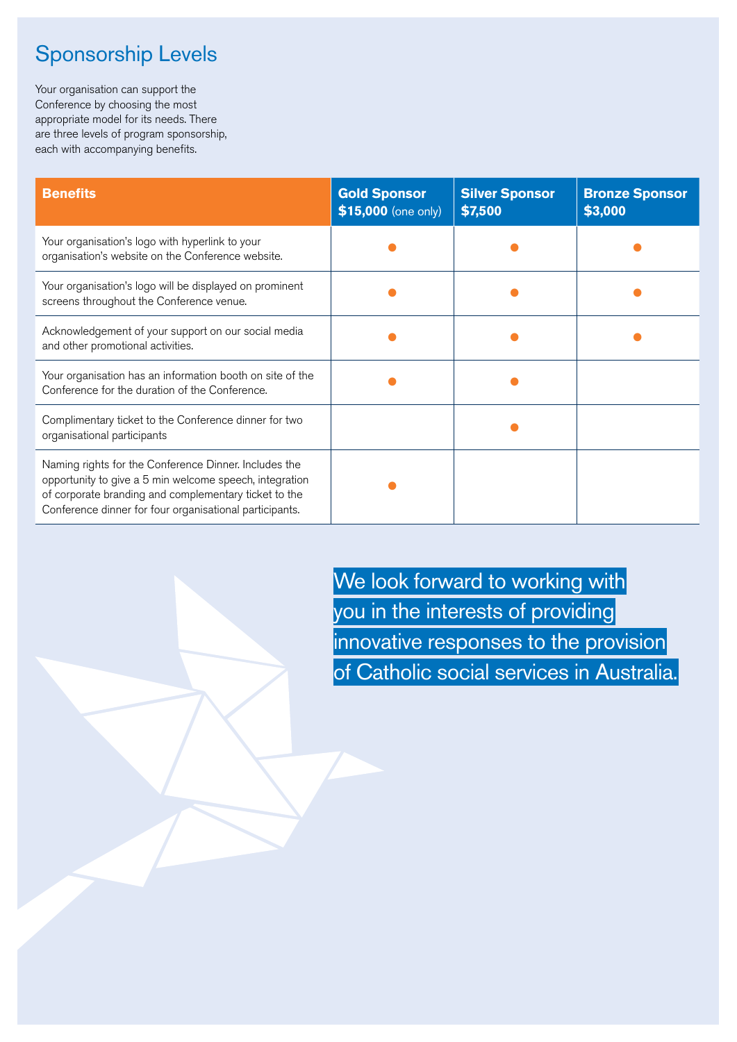## Sponsorship Levels

Your organisation can support the Conference by choosing the most appropriate model for its needs. There are three levels of program sponsorship, each with accompanying benefits.

| Benefits | Gold Sponsor $15,000 (one only) | Silver Sponsor $7,500 | Bronze Sponsor $3,000 |
|---|---|---|---|
| Your organisation's logo with hyperlink to your organisation's website on the Conference website. | ● | ● | ● |
| Your organisation's logo will be displayed on prominent screens throughout the Conference venue. | ● | ● | ● |
| Acknowledgement of your support on our social media and other promotional activities. | ● | ● | ● |
| Your organisation has an information booth on site of the Conference for the duration of the Conference. | ● | ● | |
| Complimentary ticket to the Conference dinner for two organisational participants | | ● | |
| Naming rights for the Conference Dinner. Includes the opportunity to give a 5 min welcome speech, integration of corporate branding and complementary ticket to the Conference dinner for four organisational participants. | ● | | |

We look forward to working with you in the interests of providing innovative responses to the provision of Catholic social services in Australia.